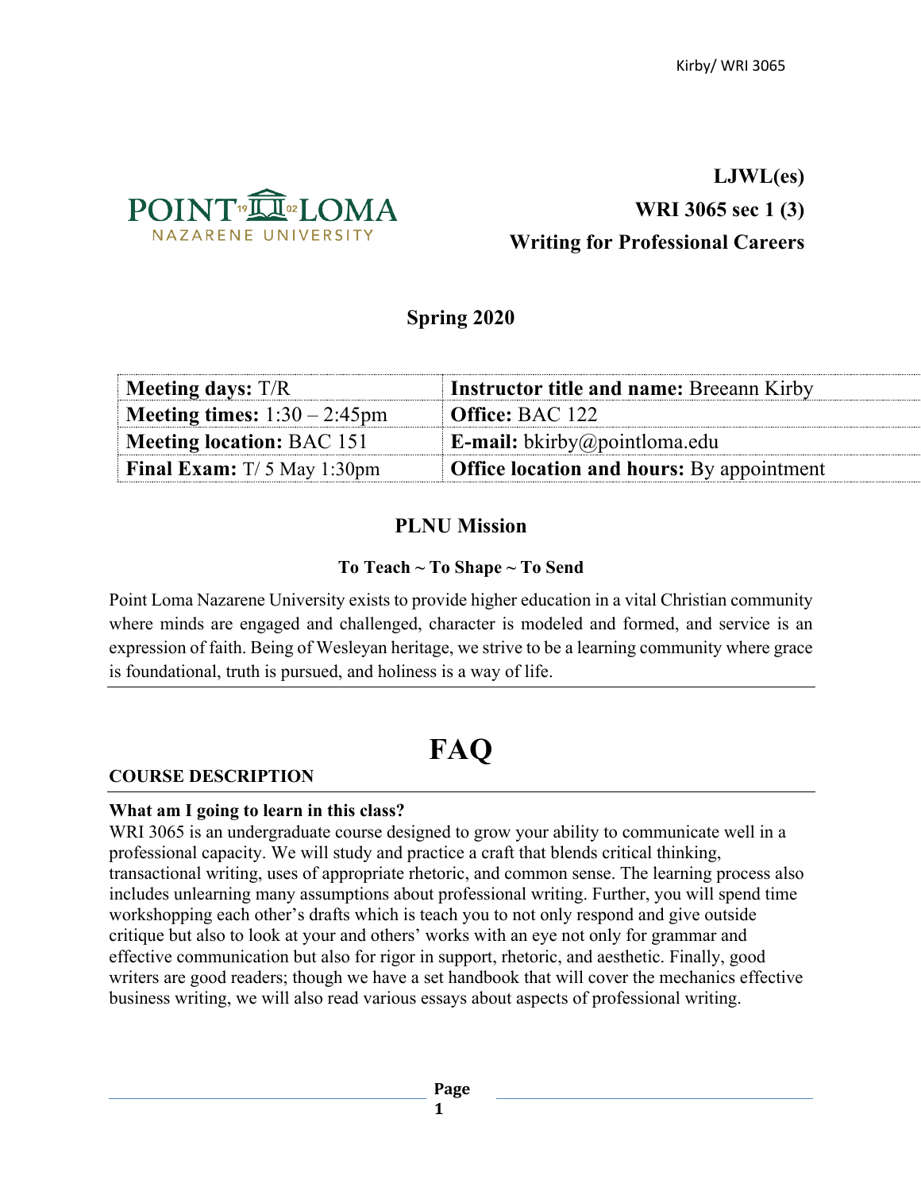**LJWL(es)**
**WRI 3065 sec 1 (3)**
**Writing for Professional Careers**

## Spring 2020

| **Meeting days:** T/R | **Instructor title and name:** Breeann Kirby |
| --- | --- |
| **Meeting times:** 1:30 – 2:45pm | **Office:** BAC 122 |
| **Meeting location:** BAC 151 | **E-mail:** bkirby@pointloma.edu |
| **Final Exam:** T/ 5 May 1:30pm | **Office location and hours:** By appointment |

## PLNU Mission

### To Teach ~ To Shape ~ To Send

Point Loma Nazarene University exists to provide higher education in a vital Christian community where minds are engaged and challenged, character is modeled and formed, and service is an expression of faith. Being of Wesleyan heritage, we strive to be a learning community where grace is foundational, truth is pursued, and holiness is a way of life.

# FAQ

### COURSE DESCRIPTION

**What am I going to learn in this class?**
WRI 3065 is an undergraduate course designed to grow your ability to communicate well in a professional capacity. We will study and practice a craft that blends critical thinking, transactional writing, uses of appropriate rhetoric, and common sense. The learning process also includes unlearning many assumptions about professional writing. Further, you will spend time workshopping each other's drafts which is teach you to not only respond and give outside critique but also to look at your and others' works with an eye not only for grammar and effective communication but also for rigor in support, rhetoric, and aesthetic. Finally, good writers are good readers; though we have a set handbook that will cover the mechanics effective business writing, we will also read various essays about aspects of professional writing.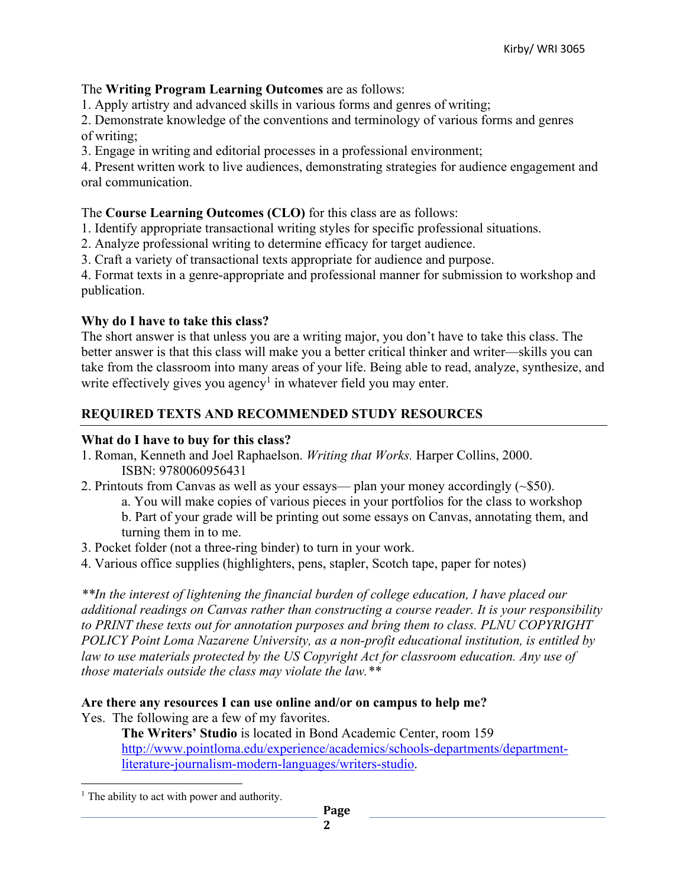The **Writing Program Learning Outcomes** are as follows:

1. Apply artistry and advanced skills in various forms and genres of writing;
2. Demonstrate knowledge of the conventions and terminology of various forms and genres of writing;
3. Engage in writing and editorial processes in a professional environment;
4. Present written work to live audiences, demonstrating strategies for audience engagement and oral communication.

The **Course Learning Outcomes (CLO)** for this class are as follows:

1. Identify appropriate transactional writing styles for specific professional situations.
2. Analyze professional writing to determine efficacy for target audience.
3. Craft a variety of transactional texts appropriate for audience and purpose.
4. Format texts in a genre-appropriate and professional manner for submission to workshop and publication.

**Why do I have to take this class?**

The short answer is that unless you are a writing major, you don't have to take this class. The better answer is that this class will make you a better critical thinker and writer—skills you can take from the classroom into many areas of your life. Being able to read, analyze, synthesize, and write effectively gives you agency[1] in whatever field you may enter.

## REQUIRED TEXTS AND RECOMMENDED STUDY RESOURCES

**What do I have to buy for this class?**

1. Roman, Kenneth and Joel Raphaelson. *Writing that Works.* Harper Collins, 2000. ISBN: 9780060956431
2. Printouts from Canvas as well as your essays— plan your money accordingly (~$50).
   a. You will make copies of various pieces in your portfolios for the class to workshop
   b. Part of your grade will be printing out some essays on Canvas, annotating them, and turning them in to me.
3. Pocket folder (not a three-ring binder) to turn in your work.
4. Various office supplies (highlighters, pens, stapler, Scotch tape, paper for notes)

*\*\*In the interest of lightening the financial burden of college education, I have placed our additional readings on Canvas rather than constructing a course reader. It is your responsibility to PRINT these texts out for annotation purposes and bring them to class. PLNU COPYRIGHT POLICY Point Loma Nazarene University, as a non-profit educational institution, is entitled by law to use materials protected by the US Copyright Act for classroom education. Any use of those materials outside the class may violate the law.\*\**

**Are there any resources I can use online and/or on campus to help me?**

Yes. The following are a few of my favorites.

**The Writers' Studio** is located in Bond Academic Center, room 159 [http://www.pointloma.edu/experience/academics/schools-departments/department-literature-journalism-modern-languages/writers-studio](http://www.pointloma.edu/experience/academics/schools-departments/department-literature-journalism-modern-languages/writers-studio).

---

[1] The ability to act with power and authority.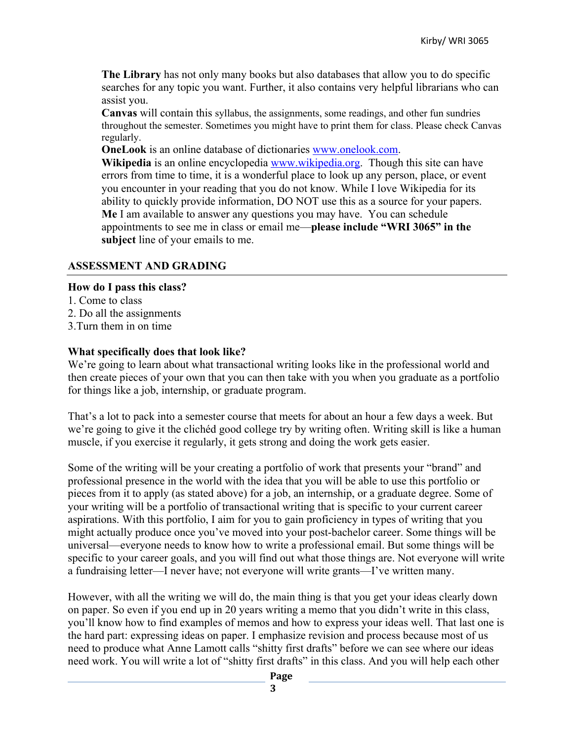**The Library** has not only many books but also databases that allow you to do specific searches for any topic you want. Further, it also contains very helpful librarians who can assist you.

**Canvas** will contain this syllabus, the assignments, some readings, and other fun sundries throughout the semester. Sometimes you might have to print them for class. Please check Canvas regularly.

**OneLook** is an online database of dictionaries www.onelook.com.

**Wikipedia** is an online encyclopedia www.wikipedia.org. Though this site can have errors from time to time, it is a wonderful place to look up any person, place, or event you encounter in your reading that you do not know. While I love Wikipedia for its ability to quickly provide information, DO NOT use this as a source for your papers.

**Me** I am available to answer any questions you may have. You can schedule appointments to see me in class or email me—**please include "WRI 3065" in the subject** line of your emails to me.

## ASSESSMENT AND GRADING

**How do I pass this class?**

1. Come to class
2. Do all the assignments
3. Turn them in on time

**What specifically does that look like?**

We're going to learn about what transactional writing looks like in the professional world and then create pieces of your own that you can then take with you when you graduate as a portfolio for things like a job, internship, or graduate program.

That's a lot to pack into a semester course that meets for about an hour a few days a week. But we're going to give it the clichéd good college try by writing often. Writing skill is like a human muscle, if you exercise it regularly, it gets strong and doing the work gets easier.

Some of the writing will be your creating a portfolio of work that presents your "brand" and professional presence in the world with the idea that you will be able to use this portfolio or pieces from it to apply (as stated above) for a job, an internship, or a graduate degree. Some of your writing will be a portfolio of transactional writing that is specific to your current career aspirations. With this portfolio, I aim for you to gain proficiency in types of writing that you might actually produce once you've moved into your post-bachelor career. Some things will be universal—everyone needs to know how to write a professional email. But some things will be specific to your career goals, and you will find out what those things are. Not everyone will write a fundraising letter—I never have; not everyone will write grants—I've written many.

However, with all the writing we will do, the main thing is that you get your ideas clearly down on paper. So even if you end up in 20 years writing a memo that you didn't write in this class, you'll know how to find examples of memos and how to express your ideas well. That last one is the hard part: expressing ideas on paper. I emphasize revision and process because most of us need to produce what Anne Lamott calls "shitty first drafts" before we can see where our ideas need work. You will write a lot of "shitty first drafts" in this class. And you will help each other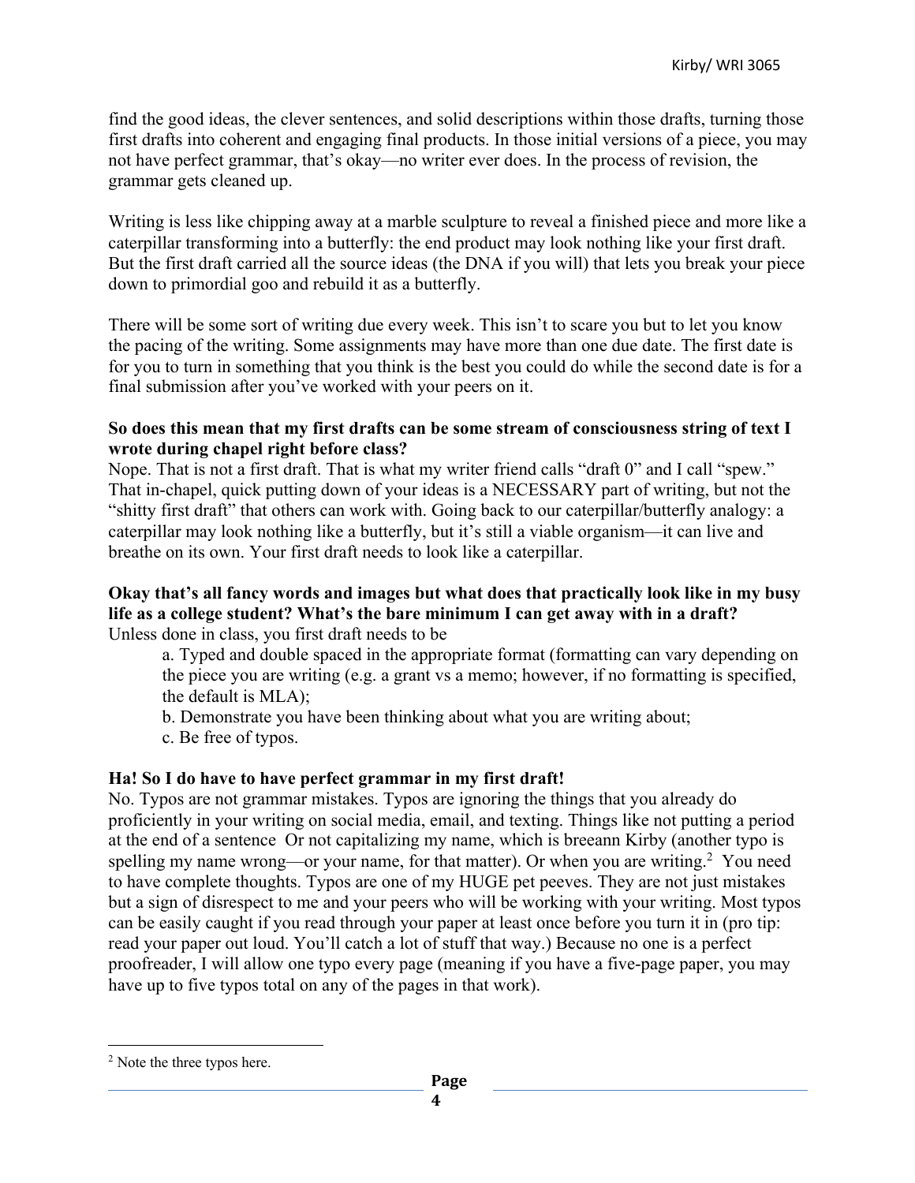find the good ideas, the clever sentences, and solid descriptions within those drafts, turning those first drafts into coherent and engaging final products. In those initial versions of a piece, you may not have perfect grammar, that's okay—no writer ever does. In the process of revision, the grammar gets cleaned up.

Writing is less like chipping away at a marble sculpture to reveal a finished piece and more like a caterpillar transforming into a butterfly: the end product may look nothing like your first draft. But the first draft carried all the source ideas (the DNA if you will) that lets you break your piece down to primordial goo and rebuild it as a butterfly.

There will be some sort of writing due every week. This isn't to scare you but to let you know the pacing of the writing. Some assignments may have more than one due date. The first date is for you to turn in something that you think is the best you could do while the second date is for a final submission after you've worked with your peers on it.

**So does this mean that my first drafts can be some stream of consciousness string of text I wrote during chapel right before class?**

Nope. That is not a first draft. That is what my writer friend calls "draft 0" and I call "spew." That in-chapel, quick putting down of your ideas is a NECESSARY part of writing, but not the "shitty first draft" that others can work with. Going back to our caterpillar/butterfly analogy: a caterpillar may look nothing like a butterfly, but it's still a viable organism—it can live and breathe on its own. Your first draft needs to look like a caterpillar.

**Okay that's all fancy words and images but what does that practically look like in my busy life as a college student? What's the bare minimum I can get away with in a draft?**

Unless done in class, you first draft needs to be

> a. Typed and double spaced in the appropriate format (formatting can vary depending on the piece you are writing (e.g. a grant vs a memo; however, if no formatting is specified, the default is MLA);
>
> b. Demonstrate you have been thinking about what you are writing about;
>
> c. Be free of typos.

**Ha! So I do have to have perfect grammar in my first draft!**

No. Typos are not grammar mistakes. Typos are ignoring the things that you already do proficiently in your writing on social media, email, and texting. Things like not putting a period at the end of a sentence  Or not capitalizing my name, which is breeann Kirby (another typo is spelling my name wrong—or your name, for that matter). Or when you are writing.[2]  You need to have complete thoughts. Typos are one of my HUGE pet peeves. They are not just mistakes but a sign of disrespect to me and your peers who will be working with your writing. Most typos can be easily caught if you read through your paper at least once before you turn it in (pro tip: read your paper out loud. You'll catch a lot of stuff that way.) Because no one is a perfect proofreader, I will allow one typo every page (meaning if you have a five-page paper, you may have up to five typos total on any of the pages in that work).

---

[2] Note the three typos here.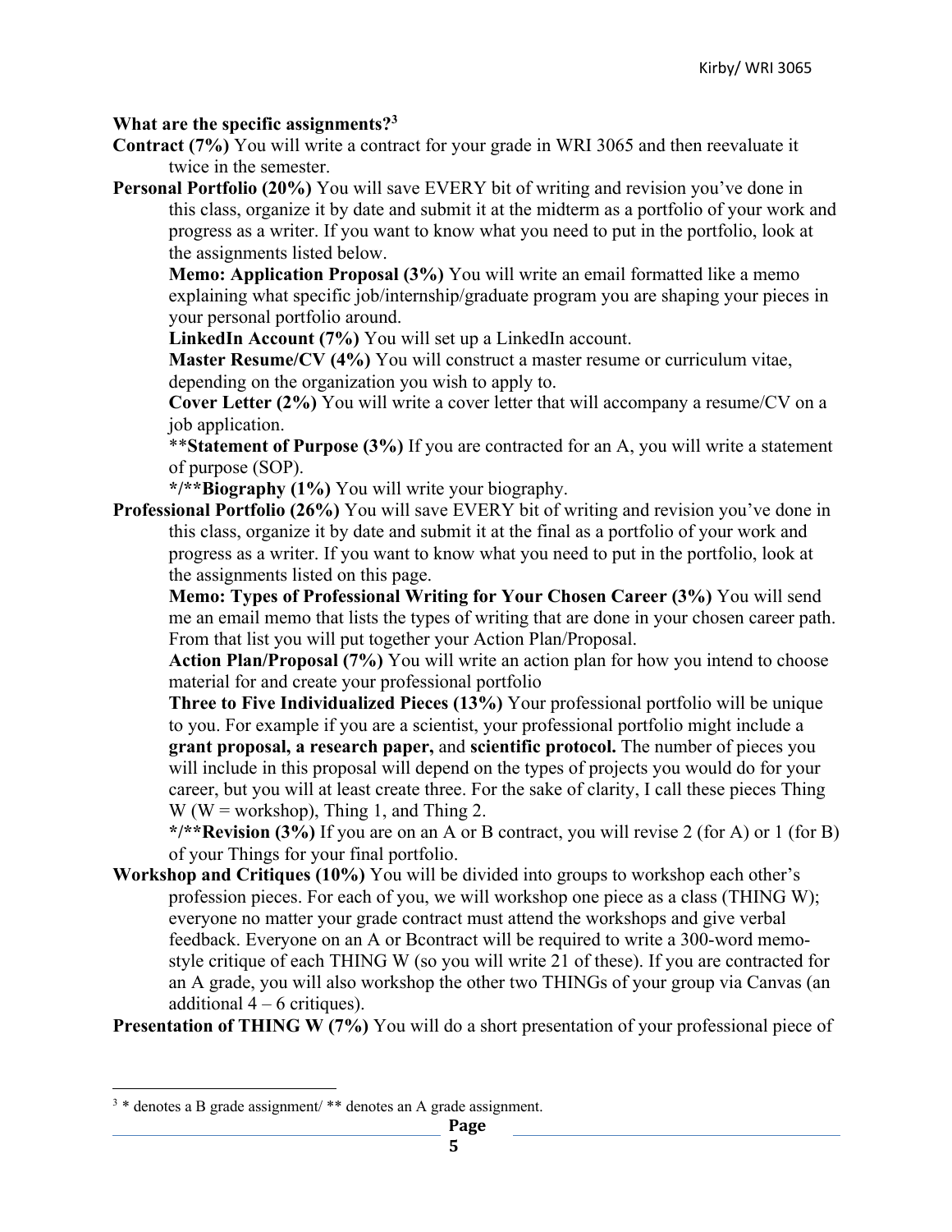**What are the specific assignments?**[3]

**Contract (7%)** You will write a contract for your grade in WRI 3065 and then reevaluate it twice in the semester.

**Personal Portfolio (20%)** You will save EVERY bit of writing and revision you've done in this class, organize it by date and submit it at the midterm as a portfolio of your work and progress as a writer. If you want to know what you need to put in the portfolio, look at the assignments listed below.

> **Memo: Application Proposal (3%)** You will write an email formatted like a memo explaining what specific job/internship/graduate program you are shaping your pieces in your personal portfolio around.
>
> **LinkedIn Account (7%)** You will set up a LinkedIn account.
>
> **Master Resume/CV (4%)** You will construct a master resume or curriculum vitae, depending on the organization you wish to apply to.
>
> **Cover Letter (2%)** You will write a cover letter that will accompany a resume/CV on a job application.
>
> ****Statement of Purpose (3%)** If you are contracted for an A, you will write a statement of purpose (SOP).
>
> ***/**Biography (1%)** You will write your biography.

**Professional Portfolio (26%)** You will save EVERY bit of writing and revision you've done in this class, organize it by date and submit it at the final as a portfolio of your work and progress as a writer. If you want to know what you need to put in the portfolio, look at the assignments listed on this page.

> **Memo: Types of Professional Writing for Your Chosen Career (3%)** You will send me an email memo that lists the types of writing that are done in your chosen career path. From that list you will put together your Action Plan/Proposal.
>
> **Action Plan/Proposal (7%)** You will write an action plan for how you intend to choose material for and create your professional portfolio
>
> **Three to Five Individualized Pieces (13%)** Your professional portfolio will be unique to you. For example if you are a scientist, your professional portfolio might include a **grant proposal, a research paper,** and **scientific protocol.** The number of pieces you will include in this proposal will depend on the types of projects you would do for your career, but you will at least create three. For the sake of clarity, I call these pieces Thing W (W = workshop), Thing 1, and Thing 2.
>
> ***/**Revision (3%)** If you are on an A or B contract, you will revise 2 (for A) or 1 (for B) of your Things for your final portfolio.

**Workshop and Critiques (10%)** You will be divided into groups to workshop each other's profession pieces. For each of you, we will workshop one piece as a class (THING W); everyone no matter your grade contract must attend the workshops and give verbal feedback. Everyone on an A or Bcontract will be required to write a 300-word memo-style critique of each THING W (so you will write 21 of these). If you are contracted for an A grade, you will also workshop the other two THINGs of your group via Canvas (an additional 4 – 6 critiques).

**Presentation of THING W (7%)** You will do a short presentation of your professional piece of

---

[3] * denotes a B grade assignment/ ** denotes an A grade assignment.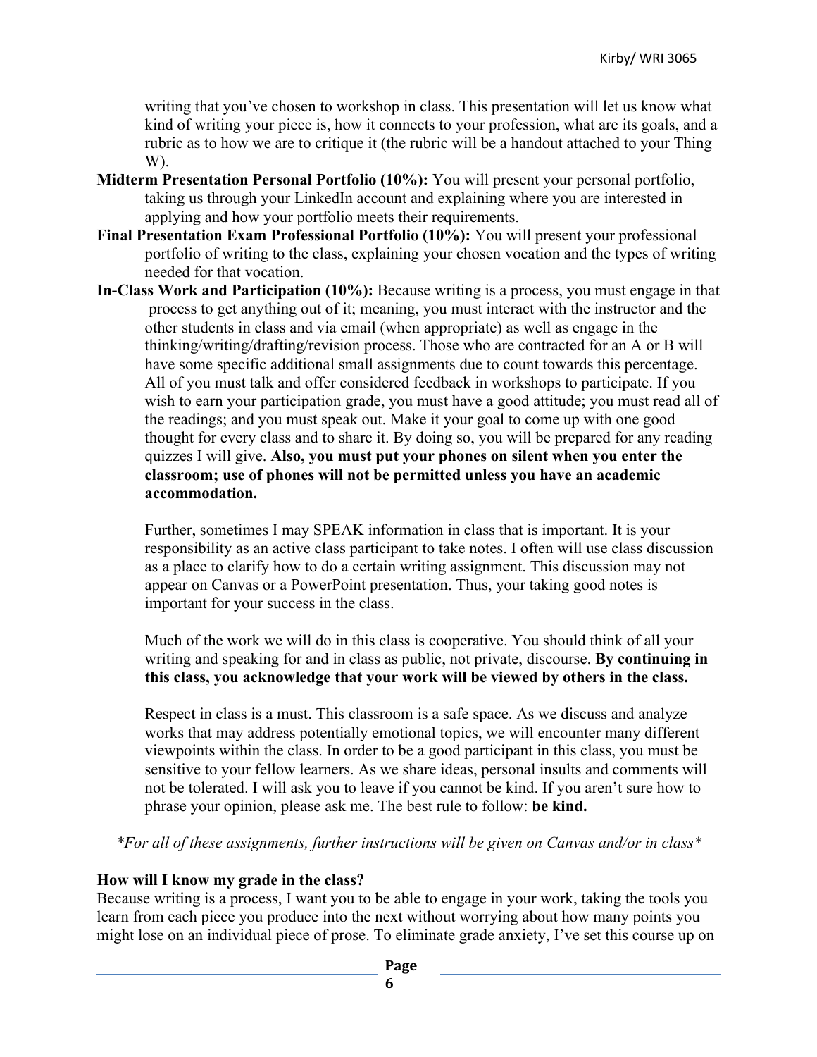writing that you've chosen to workshop in class. This presentation will let us know what kind of writing your piece is, how it connects to your profession, what are its goals, and a rubric as to how we are to critique it (the rubric will be a handout attached to your Thing W).

**Midterm Presentation Personal Portfolio (10%):** You will present your personal portfolio, taking us through your LinkedIn account and explaining where you are interested in applying and how your portfolio meets their requirements.

**Final Presentation Exam Professional Portfolio (10%):** You will present your professional portfolio of writing to the class, explaining your chosen vocation and the types of writing needed for that vocation.

**In-Class Work and Participation (10%):** Because writing is a process, you must engage in that process to get anything out of it; meaning, you must interact with the instructor and the other students in class and via email (when appropriate) as well as engage in the thinking/writing/drafting/revision process. Those who are contracted for an A or B will have some specific additional small assignments due to count towards this percentage. All of you must talk and offer considered feedback in workshops to participate. If you wish to earn your participation grade, you must have a good attitude; you must read all of the readings; and you must speak out. Make it your goal to come up with one good thought for every class and to share it. By doing so, you will be prepared for any reading quizzes I will give. **Also, you must put your phones on silent when you enter the classroom; use of phones will not be permitted unless you have an academic accommodation.**

Further, sometimes I may SPEAK information in class that is important. It is your responsibility as an active class participant to take notes. I often will use class discussion as a place to clarify how to do a certain writing assignment. This discussion may not appear on Canvas or a PowerPoint presentation. Thus, your taking good notes is important for your success in the class.

Much of the work we will do in this class is cooperative. You should think of all your writing and speaking for and in class as public, not private, discourse. **By continuing in this class, you acknowledge that your work will be viewed by others in the class.**

Respect in class is a must. This classroom is a safe space. As we discuss and analyze works that may address potentially emotional topics, we will encounter many different viewpoints within the class. In order to be a good participant in this class, you must be sensitive to your fellow learners. As we share ideas, personal insults and comments will not be tolerated. I will ask you to leave if you cannot be kind. If you aren't sure how to phrase your opinion, please ask me. The best rule to follow: **be kind.**

*\*For all of these assignments, further instructions will be given on Canvas and/or in class\**

**How will I know my grade in the class?**

Because writing is a process, I want you to be able to engage in your work, taking the tools you learn from each piece you produce into the next without worrying about how many points you might lose on an individual piece of prose. To eliminate grade anxiety, I've set this course up on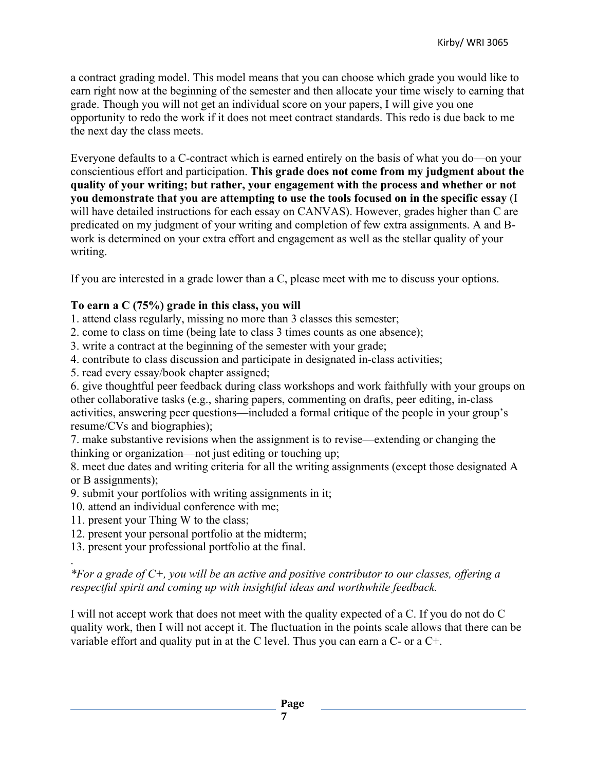a contract grading model. This model means that you can choose which grade you would like to earn right now at the beginning of the semester and then allocate your time wisely to earning that grade. Though you will not get an individual score on your papers, I will give you one opportunity to redo the work if it does not meet contract standards. This redo is due back to me the next day the class meets.

Everyone defaults to a C-contract which is earned entirely on the basis of what you do—on your conscientious effort and participation. **This grade does not come from my judgment about the quality of your writing; but rather, your engagement with the process and whether or not you demonstrate that you are attempting to use the tools focused on in the specific essay** (I will have detailed instructions for each essay on CANVAS). However, grades higher than C are predicated on my judgment of your writing and completion of few extra assignments. A and B-work is determined on your extra effort and engagement as well as the stellar quality of your writing.

If you are interested in a grade lower than a C, please meet with me to discuss your options.

**To earn a C (75%) grade in this class, you will**

1. attend class regularly, missing no more than 3 classes this semester;
2. come to class on time (being late to class 3 times counts as one absence);
3. write a contract at the beginning of the semester with your grade;
4. contribute to class discussion and participate in designated in-class activities;
5. read every essay/book chapter assigned;
6. give thoughtful peer feedback during class workshops and work faithfully with your groups on other collaborative tasks (e.g., sharing papers, commenting on drafts, peer editing, in-class activities, answering peer questions—included a formal critique of the people in your group's resume/CVs and biographies);
7. make substantive revisions when the assignment is to revise—extending or changing the thinking or organization—not just editing or touching up;
8. meet due dates and writing criteria for all the writing assignments (except those designated A or B assignments);
9. submit your portfolios with writing assignments in it;
10. attend an individual conference with me;
11. present your Thing W to the class;
12. present your personal portfolio at the midterm;
13. present your professional portfolio at the final.

.

*\*For a grade of C+, you will be an active and positive contributor to our classes, offering a respectful spirit and coming up with insightful ideas and worthwhile feedback.*

I will not accept work that does not meet with the quality expected of a C. If you do not do C quality work, then I will not accept it. The fluctuation in the points scale allows that there can be variable effort and quality put in at the C level. Thus you can earn a C- or a C+.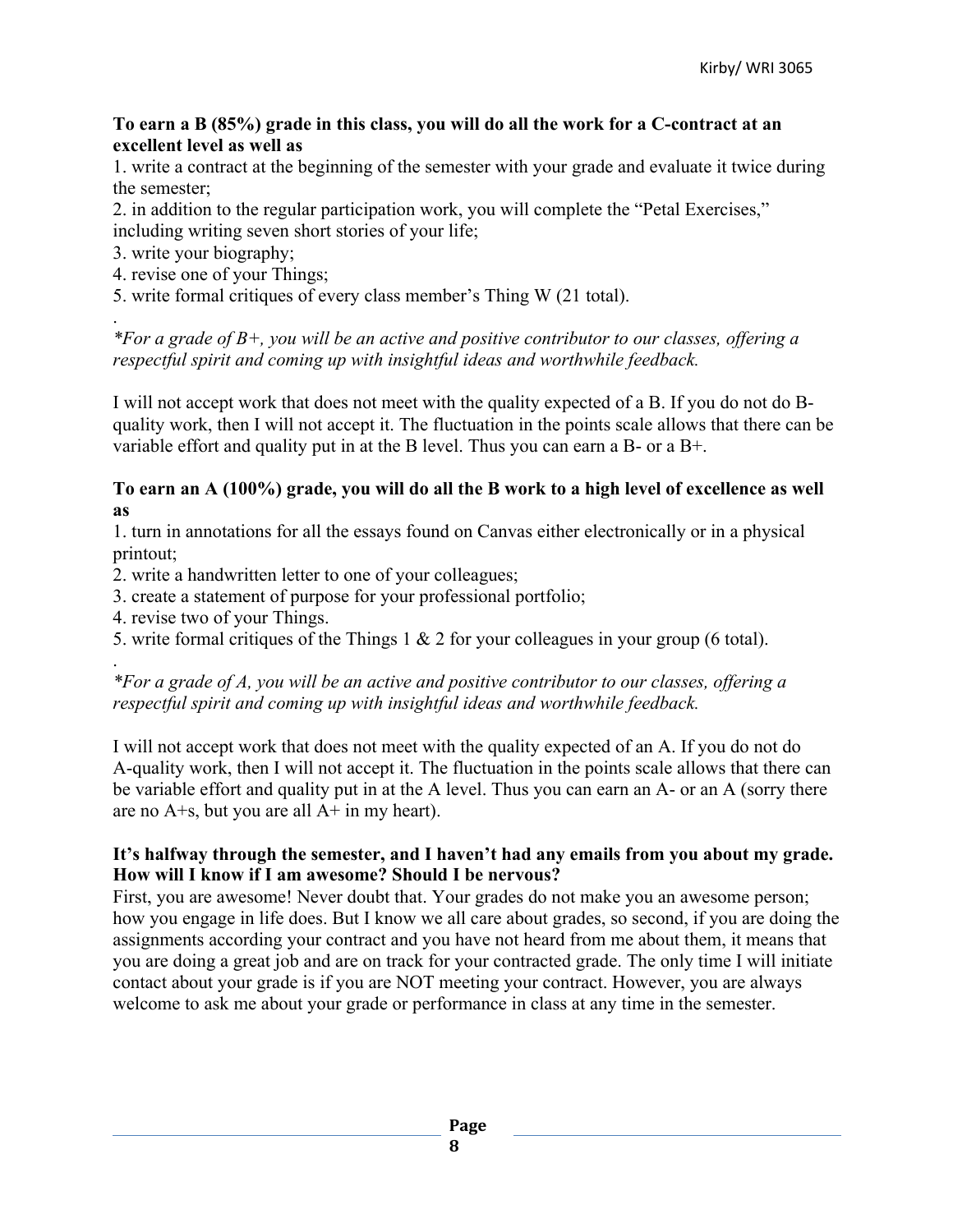**To earn a B (85%) grade in this class, you will do all the work for a C-contract at an excellent level as well as**

1. write a contract at the beginning of the semester with your grade and evaluate it twice during the semester;
2. in addition to the regular participation work, you will complete the "Petal Exercises," including writing seven short stories of your life;
3. write your biography;
4. revise one of your Things;
5. write formal critiques of every class member's Thing W (21 total).

.

*\*For a grade of B+, you will be an active and positive contributor to our classes, offering a respectful spirit and coming up with insightful ideas and worthwhile feedback.*

I will not accept work that does not meet with the quality expected of a B. If you do not do B-quality work, then I will not accept it. The fluctuation in the points scale allows that there can be variable effort and quality put in at the B level. Thus you can earn a B- or a B+.

**To earn an A (100%) grade, you will do all the B work to a high level of excellence as well as**

1. turn in annotations for all the essays found on Canvas either electronically or in a physical printout;
2. write a handwritten letter to one of your colleagues;
3. create a statement of purpose for your professional portfolio;
4. revise two of your Things.
5. write formal critiques of the Things 1 & 2 for your colleagues in your group (6 total).

.

*\*For a grade of A, you will be an active and positive contributor to our classes, offering a respectful spirit and coming up with insightful ideas and worthwhile feedback.*

I will not accept work that does not meet with the quality expected of an A. If you do not do A-quality work, then I will not accept it. The fluctuation in the points scale allows that there can be variable effort and quality put in at the A level. Thus you can earn an A- or an A (sorry there are no A+s, but you are all A+ in my heart).

**It's halfway through the semester, and I haven't had any emails from you about my grade. How will I know if I am awesome? Should I be nervous?**

First, you are awesome! Never doubt that. Your grades do not make you an awesome person; how you engage in life does. But I know we all care about grades, so second, if you are doing the assignments according your contract and you have not heard from me about them, it means that you are doing a great job and are on track for your contracted grade. The only time I will initiate contact about your grade is if you are NOT meeting your contract. However, you are always welcome to ask me about your grade or performance in class at any time in the semester.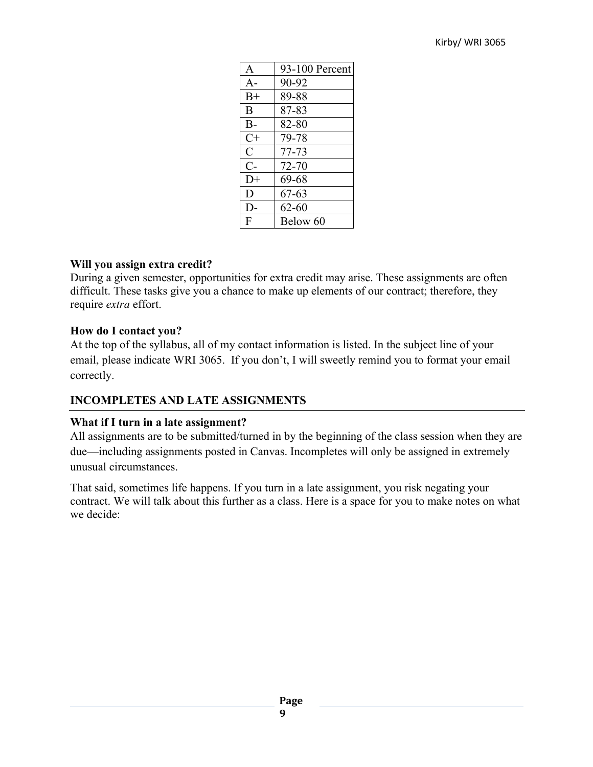| A | 93-100 Percent |
| --- | --- |
| A- | 90-92 |
| B+ | 89-88 |
| B | 87-83 |
| B- | 82-80 |
| C+ | 79-78 |
| C | 77-73 |
| C- | 72-70 |
| D+ | 69-68 |
| D | 67-63 |
| D- | 62-60 |
| F | Below 60 |

**Will you assign extra credit?**

During a given semester, opportunities for extra credit may arise. These assignments are often difficult. These tasks give you a chance to make up elements of our contract; therefore, they require *extra* effort.

**How do I contact you?**

At the top of the syllabus, all of my contact information is listed. In the subject line of your email, please indicate WRI 3065. If you don't, I will sweetly remind you to format your email correctly.

## INCOMPLETES AND LATE ASSIGNMENTS

**What if I turn in a late assignment?**

All assignments are to be submitted/turned in by the beginning of the class session when they are due—including assignments posted in Canvas. Incompletes will only be assigned in extremely unusual circumstances.

That said, sometimes life happens. If you turn in a late assignment, you risk negating your contract. We will talk about this further as a class. Here is a space for you to make notes on what we decide: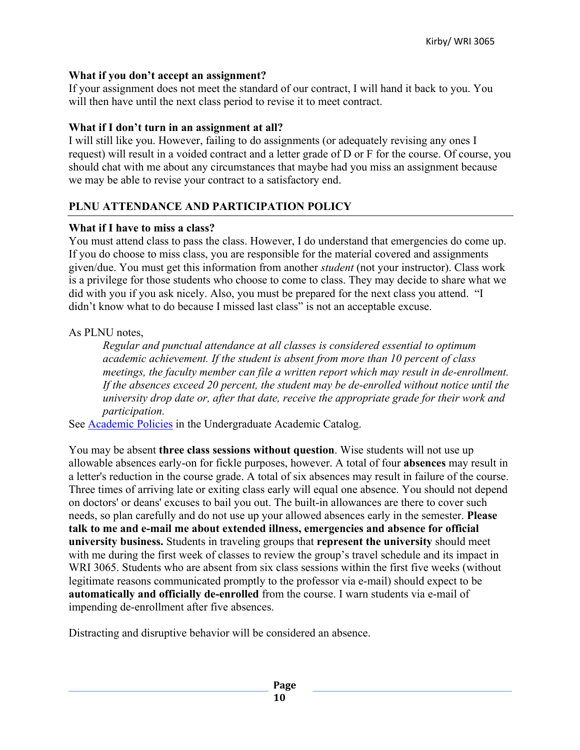**What if you don't accept an assignment?**
If your assignment does not meet the standard of our contract, I will hand it back to you. You will then have until the next class period to revise it to meet contract.

**What if I don't turn in an assignment at all?**
I will still like you. However, failing to do assignments (or adequately revising any ones I request) will result in a voided contract and a letter grade of D or F for the course. Of course, you should chat with me about any circumstances that maybe had you miss an assignment because we may be able to revise your contract to a satisfactory end.

## PLNU ATTENDANCE AND PARTICIPATION POLICY

**What if I have to miss a class?**
You must attend class to pass the class. However, I do understand that emergencies do come up. If you do choose to miss class, you are responsible for the material covered and assignments given/due. You must get this information from another *student* (not your instructor). Class work is a privilege for those students who choose to come to class. They may decide to share what we did with you if you ask nicely. Also, you must be prepared for the next class you attend. "I didn't know what to do because I missed last class" is not an acceptable excuse.

As PLNU notes,

> *Regular and punctual attendance at all classes is considered essential to optimum academic achievement. If the student is absent from more than 10 percent of class meetings, the faculty member can file a written report which may result in de-enrollment. If the absences exceed 20 percent, the student may be de-enrolled without notice until the university drop date or, after that date, receive the appropriate grade for their work and participation.*

See [Academic Policies](Academic Policies) in the Undergraduate Academic Catalog.

You may be absent **three class sessions without question**. Wise students will not use up allowable absences early-on for fickle purposes, however. A total of four **absences** may result in a letter's reduction in the course grade. A total of six absences may result in failure of the course. Three times of arriving late or exiting class early will equal one absence. You should not depend on doctors' or deans' excuses to bail you out. The built-in allowances are there to cover such needs, so plan carefully and do not use up your allowed absences early in the semester. **Please talk to me and e-mail me about extended illness, emergencies and absence for official university business.** Students in traveling groups that **represent the university** should meet with me during the first week of classes to review the group's travel schedule and its impact in WRI 3065. Students who are absent from six class sessions within the first five weeks (without legitimate reasons communicated promptly to the professor via e-mail) should expect to be **automatically and officially de-enrolled** from the course. I warn students via e-mail of impending de-enrollment after five absences.

Distracting and disruptive behavior will be considered an absence.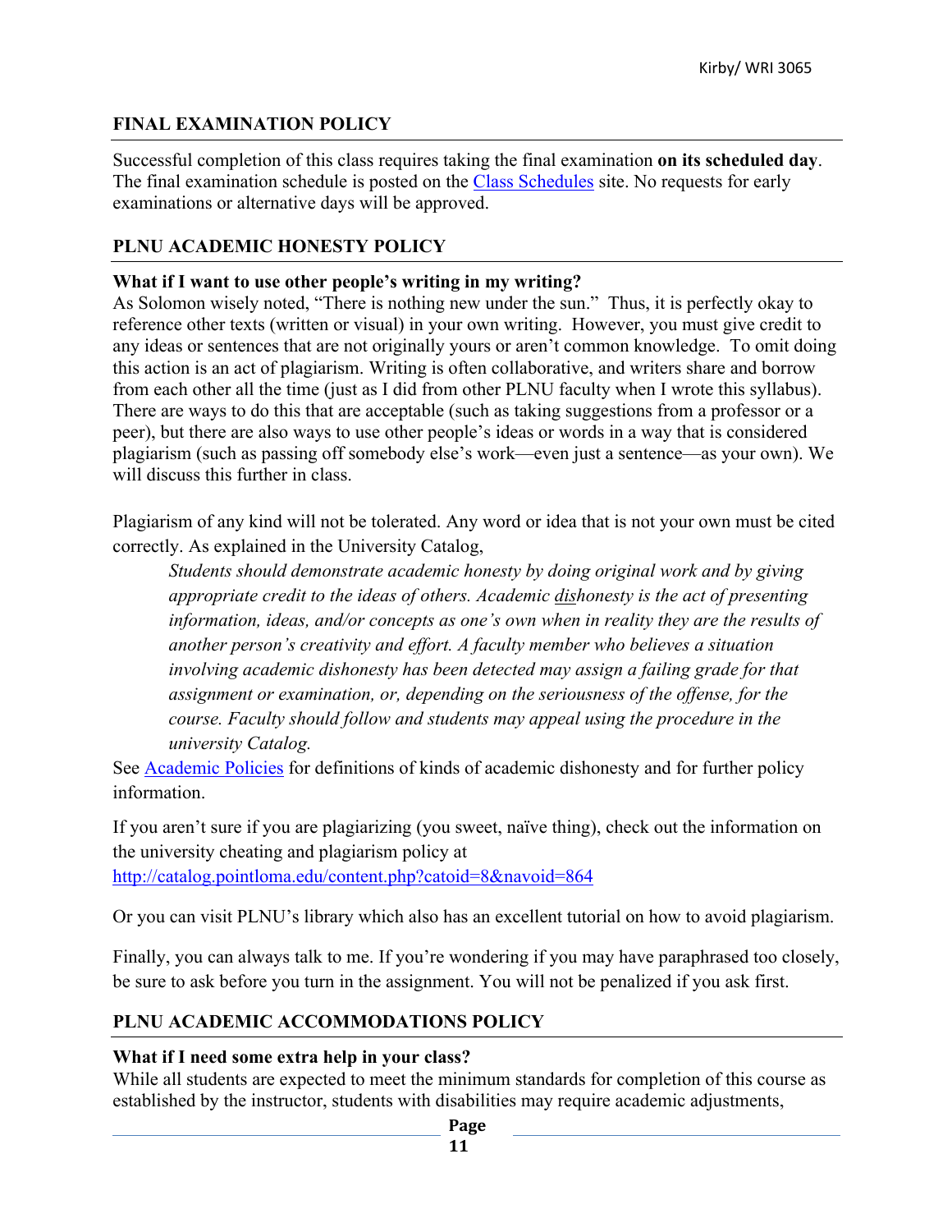## FINAL EXAMINATION POLICY

Successful completion of this class requires taking the final examination **on its scheduled day**. The final examination schedule is posted on the [Class Schedules]() site. No requests for early examinations or alternative days will be approved.

## PLNU ACADEMIC HONESTY POLICY

**What if I want to use other people's writing in my writing?**
As Solomon wisely noted, "There is nothing new under the sun." Thus, it is perfectly okay to reference other texts (written or visual) in your own writing. However, you must give credit to any ideas or sentences that are not originally yours or aren't common knowledge. To omit doing this action is an act of plagiarism. Writing is often collaborative, and writers share and borrow from each other all the time (just as I did from other PLNU faculty when I wrote this syllabus). There are ways to do this that are acceptable (such as taking suggestions from a professor or a peer), but there are also ways to use other people's ideas or words in a way that is considered plagiarism (such as passing off somebody else's work—even just a sentence—as your own). We will discuss this further in class.

Plagiarism of any kind will not be tolerated. Any word or idea that is not your own must be cited correctly. As explained in the University Catalog,

> *Students should demonstrate academic honesty by doing original work and by giving appropriate credit to the ideas of others. Academic dishonesty is the act of presenting information, ideas, and/or concepts as one's own when in reality they are the results of another person's creativity and effort. A faculty member who believes a situation involving academic dishonesty has been detected may assign a failing grade for that assignment or examination, or, depending on the seriousness of the offense, for the course. Faculty should follow and students may appeal using the procedure in the university Catalog.*

See [Academic Policies]() for definitions of kinds of academic dishonesty and for further policy information.

If you aren't sure if you are plagiarizing (you sweet, naïve thing), check out the information on the university cheating and plagiarism policy at
http://catalog.pointloma.edu/content.php?catoid=8&navoid=864

Or you can visit PLNU's library which also has an excellent tutorial on how to avoid plagiarism.

Finally, you can always talk to me. If you're wondering if you may have paraphrased too closely, be sure to ask before you turn in the assignment. You will not be penalized if you ask first.

## PLNU ACADEMIC ACCOMMODATIONS POLICY

**What if I need some extra help in your class?**
While all students are expected to meet the minimum standards for completion of this course as established by the instructor, students with disabilities may require academic adjustments,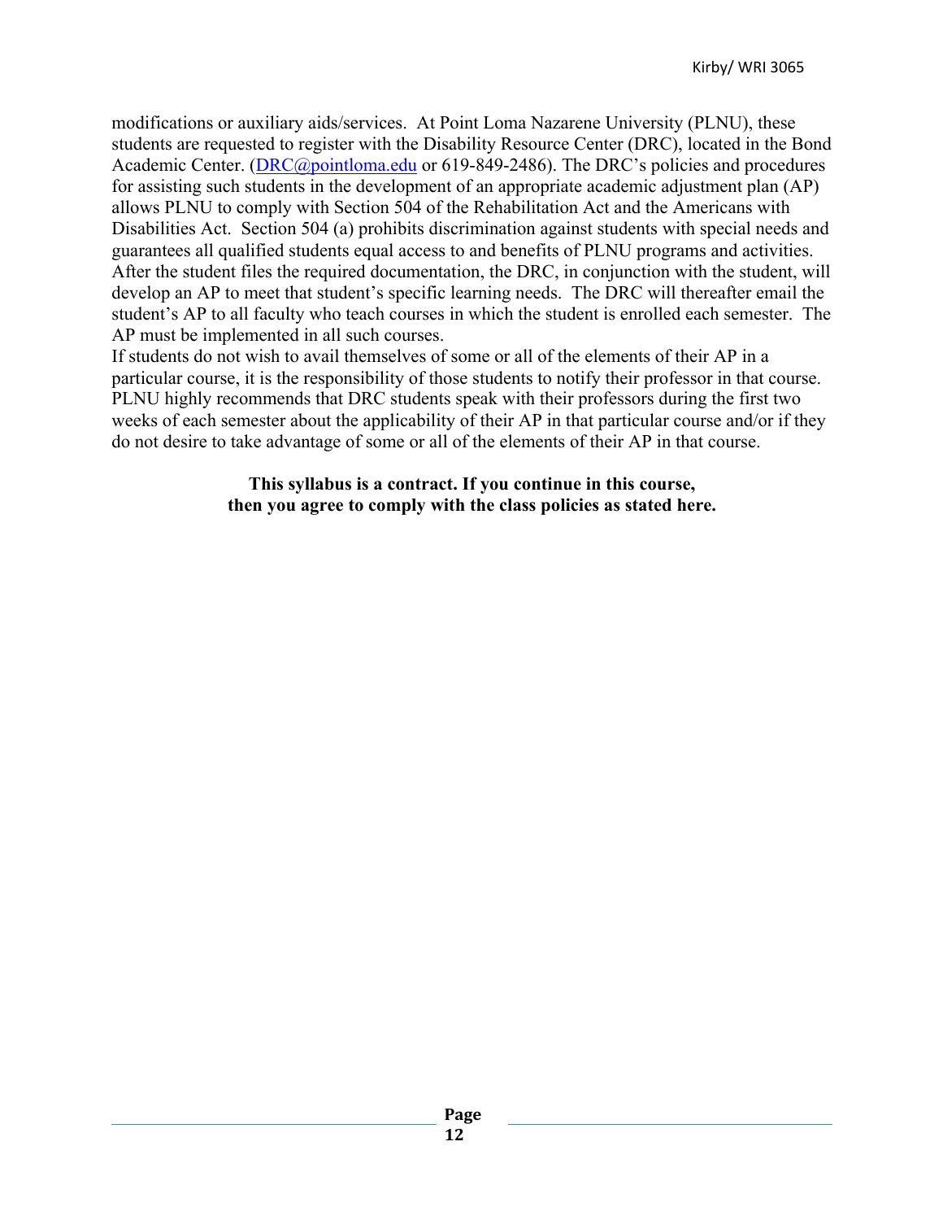modifications or auxiliary aids/services. At Point Loma Nazarene University (PLNU), these students are requested to register with the Disability Resource Center (DRC), located in the Bond Academic Center. (DRC@pointloma.edu or 619-849-2486). The DRC's policies and procedures for assisting such students in the development of an appropriate academic adjustment plan (AP) allows PLNU to comply with Section 504 of the Rehabilitation Act and the Americans with Disabilities Act. Section 504 (a) prohibits discrimination against students with special needs and guarantees all qualified students equal access to and benefits of PLNU programs and activities. After the student files the required documentation, the DRC, in conjunction with the student, will develop an AP to meet that student's specific learning needs. The DRC will thereafter email the student's AP to all faculty who teach courses in which the student is enrolled each semester. The AP must be implemented in all such courses.

If students do not wish to avail themselves of some or all of the elements of their AP in a particular course, it is the responsibility of those students to notify their professor in that course. PLNU highly recommends that DRC students speak with their professors during the first two weeks of each semester about the applicability of their AP in that particular course and/or if they do not desire to take advantage of some or all of the elements of their AP in that course.

**This syllabus is a contract. If you continue in this course, then you agree to comply with the class policies as stated here.**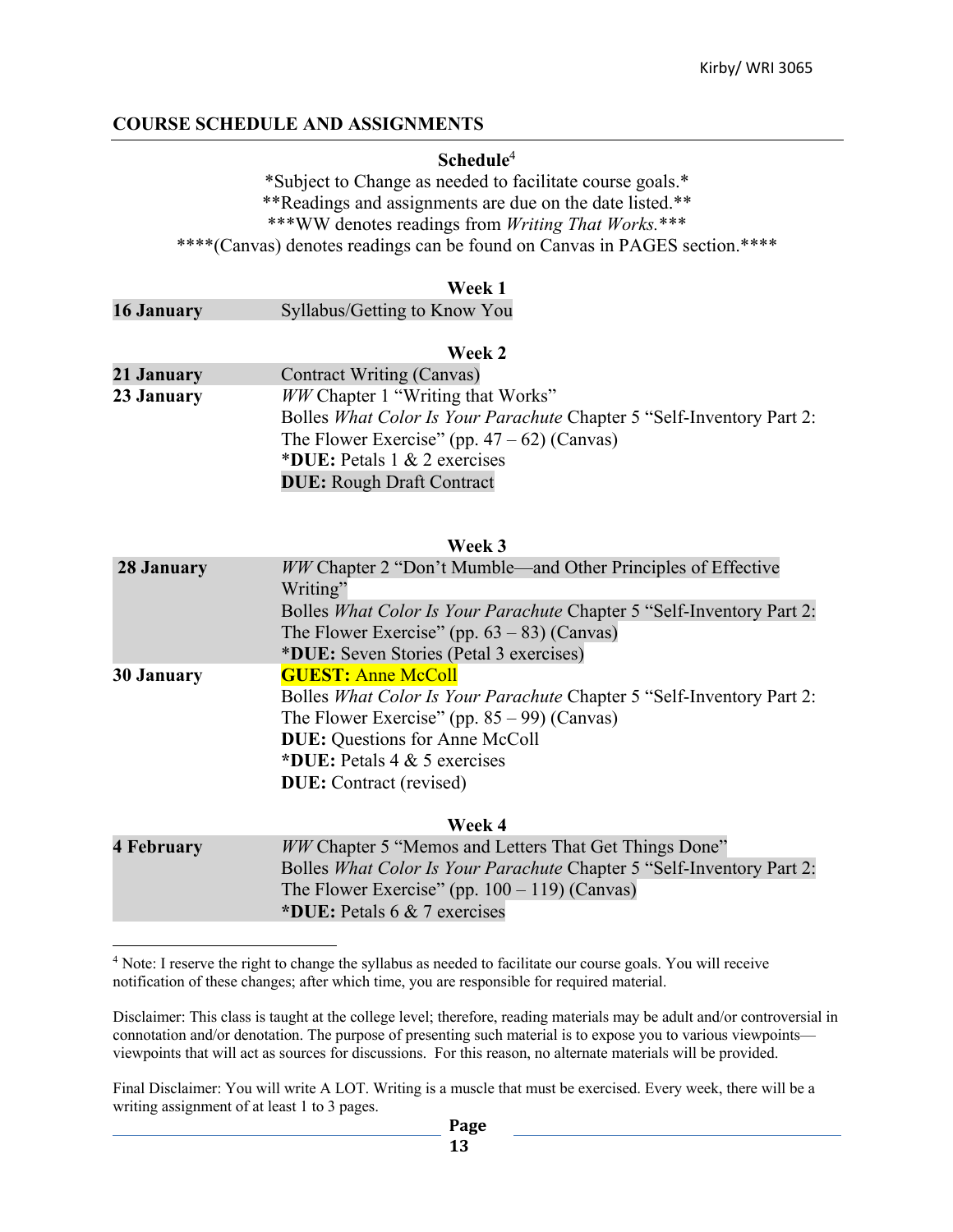## COURSE SCHEDULE AND ASSIGNMENTS

**Schedule**[4]

*Subject to Change as needed to facilitate course goals.*
**Readings and assignments are due on the date listed.**
***WW denotes readings from *Writing That Works.****
****(Canvas) denotes readings can be found on Canvas in PAGES section.****

**Week 1**

| | |
|---|---|
| **16 January** | Syllabus/Getting to Know You |

**Week 2**

| | |
|---|---|
| **21 January** | Contract Writing (Canvas) |
| **23 January** | *WW* Chapter 1 "Writing that Works"<br>Bolles *What Color Is Your Parachute* Chapter 5 "Self-Inventory Part 2: The Flower Exercise" (pp. 47 – 62) (Canvas)<br>***DUE:** Petals 1 & 2 exercises<br>**DUE:** Rough Draft Contract |

**Week 3**

| | |
|---|---|
| **28 January** | *WW* Chapter 2 "Don't Mumble—and Other Principles of Effective Writing"<br>Bolles *What Color Is Your Parachute* Chapter 5 "Self-Inventory Part 2: The Flower Exercise" (pp. 63 – 83) (Canvas)<br>***DUE:** Seven Stories (Petal 3 exercises) |
| **30 January** | **GUEST:** Anne McColl<br>Bolles *What Color Is Your Parachute* Chapter 5 "Self-Inventory Part 2: The Flower Exercise" (pp. 85 – 99) (Canvas)<br>**DUE:** Questions for Anne McColl<br>***DUE:** Petals 4 & 5 exercises<br>**DUE:** Contract (revised) |

**Week 4**

| | |
|---|---|
| **4 February** | *WW* Chapter 5 "Memos and Letters That Get Things Done"<br>Bolles *What Color Is Your Parachute* Chapter 5 "Self-Inventory Part 2: The Flower Exercise" (pp. 100 – 119) (Canvas)<br>***DUE:** Petals 6 & 7 exercises |

[4] Note: I reserve the right to change the syllabus as needed to facilitate our course goals. You will receive notification of these changes; after which time, you are responsible for required material.

Disclaimer: This class is taught at the college level; therefore, reading materials may be adult and/or controversial in connotation and/or denotation. The purpose of presenting such material is to expose you to various viewpoints—viewpoints that will act as sources for discussions. For this reason, no alternate materials will be provided.

Final Disclaimer: You will write A LOT. Writing is a muscle that must be exercised. Every week, there will be a writing assignment of at least 1 to 3 pages.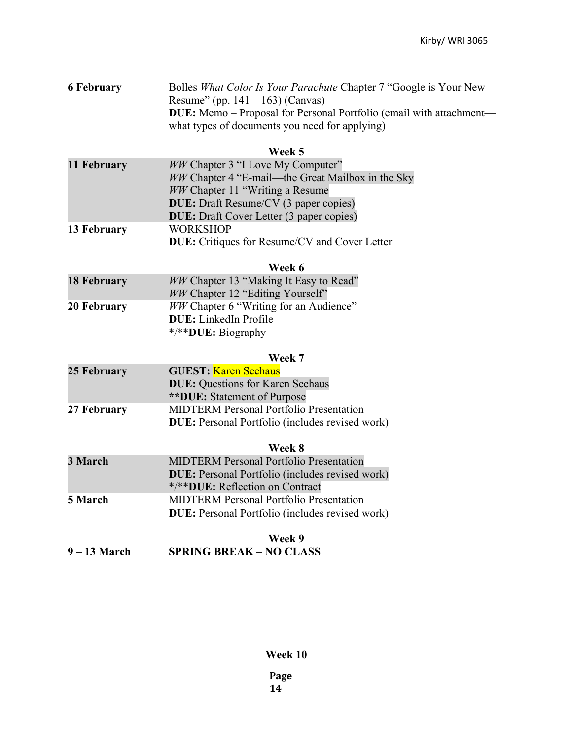**6 February** Bolles *What Color Is Your Parachute* Chapter 7 "Google is Your New Resume" (pp. 141 – 163) (Canvas)
**DUE:** Memo – Proposal for Personal Portfolio (email with attachment—what types of documents you need for applying)

**Week 5**

| | |
|---|---|
| **11 February** | *WW* Chapter 3 "I Love My Computer"<br>*WW* Chapter 4 "E-mail—the Great Mailbox in the Sky<br>*WW* Chapter 11 "Writing a Resume<br>**DUE:** Draft Resume/CV (3 paper copies)<br>**DUE:** Draft Cover Letter (3 paper copies) |
| **13 February** | WORKSHOP<br>**DUE:** Critiques for Resume/CV and Cover Letter |

**Week 6**

| | |
|---|---|
| **18 February** | *WW* Chapter 13 "Making It Easy to Read"<br>*WW* Chapter 12 "Editing Yourself" |
| **20 February** | *WW* Chapter 6 "Writing for an Audience"<br>**DUE:** LinkedIn Profile<br>*/****DUE:** Biography |

**Week 7**

| | |
|---|---|
| **25 February** | **GUEST:** Karen Seehaus<br>**DUE:** Questions for Karen Seehaus<br>****DUE:** Statement of Purpose |
| **27 February** | MIDTERM Personal Portfolio Presentation<br>**DUE:** Personal Portfolio (includes revised work) |

**Week 8**

| | |
|---|---|
| **3 March** | MIDTERM Personal Portfolio Presentation<br>**DUE:** Personal Portfolio (includes revised work)<br>*/****DUE:** Reflection on Contract |
| **5 March** | MIDTERM Personal Portfolio Presentation<br>**DUE:** Personal Portfolio (includes revised work) |

**Week 9**

**9 – 13 March** **SPRING BREAK – NO CLASS**

**Week 10**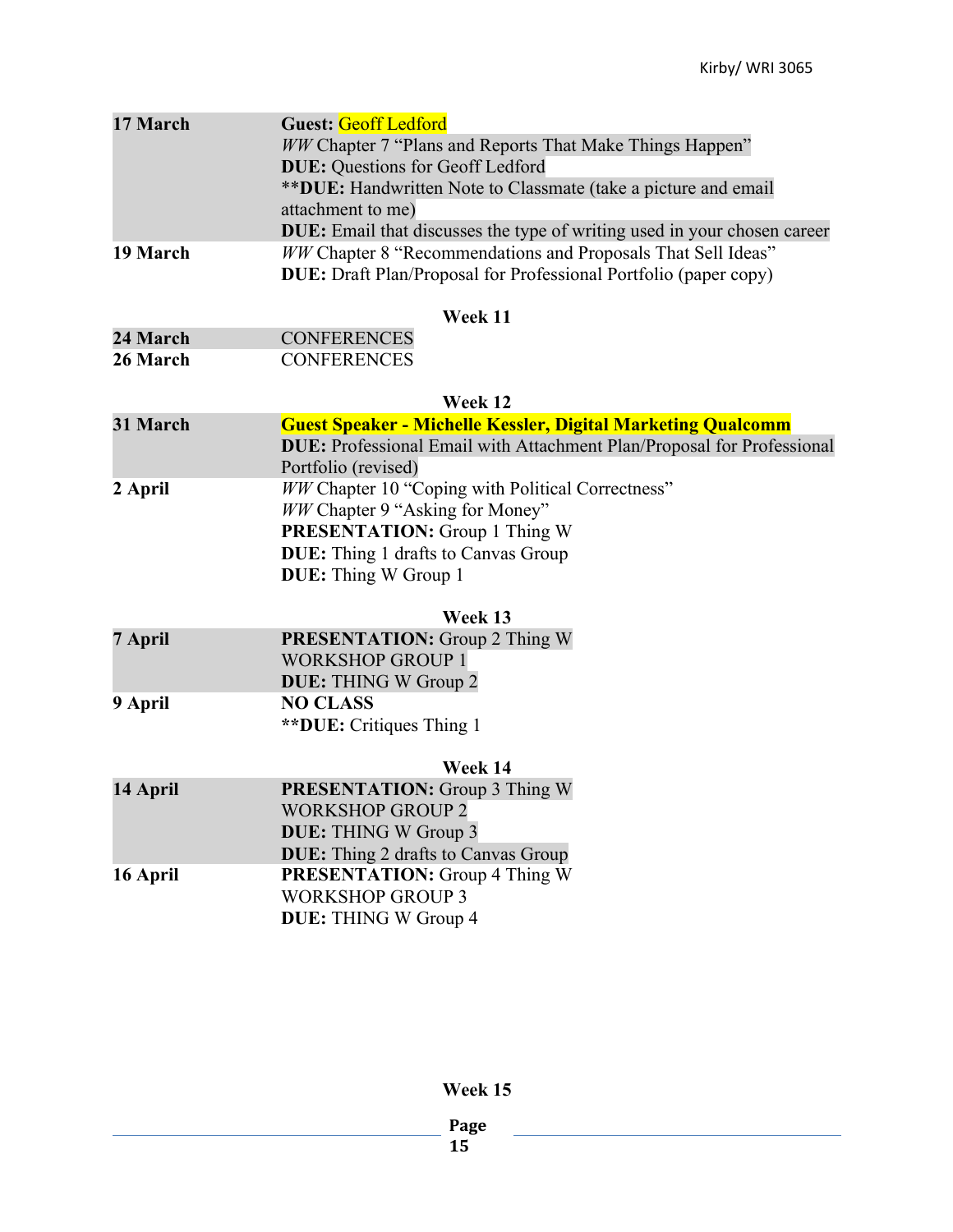| | |
|---|---|
| **17 March** | **Guest:** Geoff Ledford<br>*WW* Chapter 7 "Plans and Reports That Make Things Happen"<br>**DUE:** Questions for Geoff Ledford<br>\*\***DUE:** Handwritten Note to Classmate (take a picture and email attachment to me)<br>**DUE:** Email that discusses the type of writing used in your chosen career |
| **19 March** | *WW* Chapter 8 "Recommendations and Proposals That Sell Ideas"<br>**DUE:** Draft Plan/Proposal for Professional Portfolio (paper copy) |

**Week 11**

| | |
|---|---|
| **24 March** | CONFERENCES |
| **26 March** | CONFERENCES |

**Week 12**

| | |
|---|---|
| **31 March** | **Guest Speaker - Michelle Kessler, Digital Marketing Qualcomm**<br>**DUE:** Professional Email with Attachment Plan/Proposal for Professional Portfolio (revised) |
| **2 April** | *WW* Chapter 10 "Coping with Political Correctness"<br>*WW* Chapter 9 "Asking for Money"<br>**PRESENTATION:** Group 1 Thing W<br>**DUE:** Thing 1 drafts to Canvas Group<br>**DUE:** Thing W Group 1 |

**Week 13**

| | |
|---|---|
| **7 April** | **PRESENTATION:** Group 2 Thing W<br>WORKSHOP GROUP 1<br>**DUE:** THING W Group 2 |
| **9 April** | **NO CLASS**<br>\*\***DUE:** Critiques Thing 1 |

**Week 14**

| | |
|---|---|
| **14 April** | **PRESENTATION:** Group 3 Thing W<br>WORKSHOP GROUP 2<br>**DUE:** THING W Group 3<br>**DUE:** Thing 2 drafts to Canvas Group |
| **16 April** | **PRESENTATION:** Group 4 Thing W<br>WORKSHOP GROUP 3<br>**DUE:** THING W Group 4 |

**Week 15**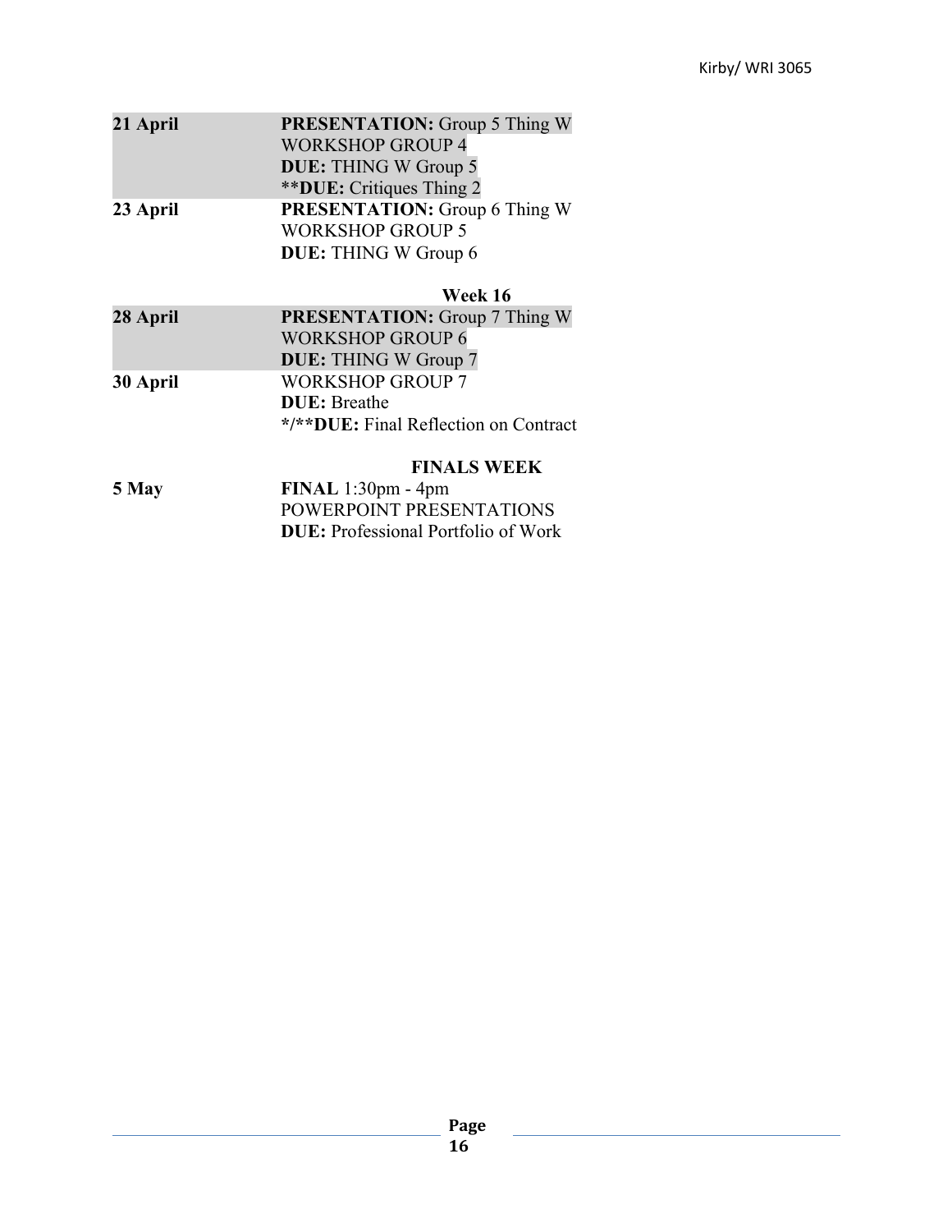| | |
|---|---|
| **21 April** | **PRESENTATION:** Group 5 Thing W<br>WORKSHOP GROUP 4<br>**DUE:** THING W Group 5<br>\*\***DUE:** Critiques Thing 2 |
| **23 April** | **PRESENTATION:** Group 6 Thing W<br>WORKSHOP GROUP 5<br>**DUE:** THING W Group 6 |

**Week 16**

| | |
|---|---|
| **28 April** | **PRESENTATION:** Group 7 Thing W<br>WORKSHOP GROUP 6<br>**DUE:** THING W Group 7 |
| **30 April** | WORKSHOP GROUP 7<br>**DUE:** Breathe<br>**\*/\*\*DUE:** Final Reflection on Contract |

**FINALS WEEK**

| | |
|---|---|
| **5 May** | **FINAL** 1:30pm - 4pm<br>POWERPOINT PRESENTATIONS<br>**DUE:** Professional Portfolio of Work |